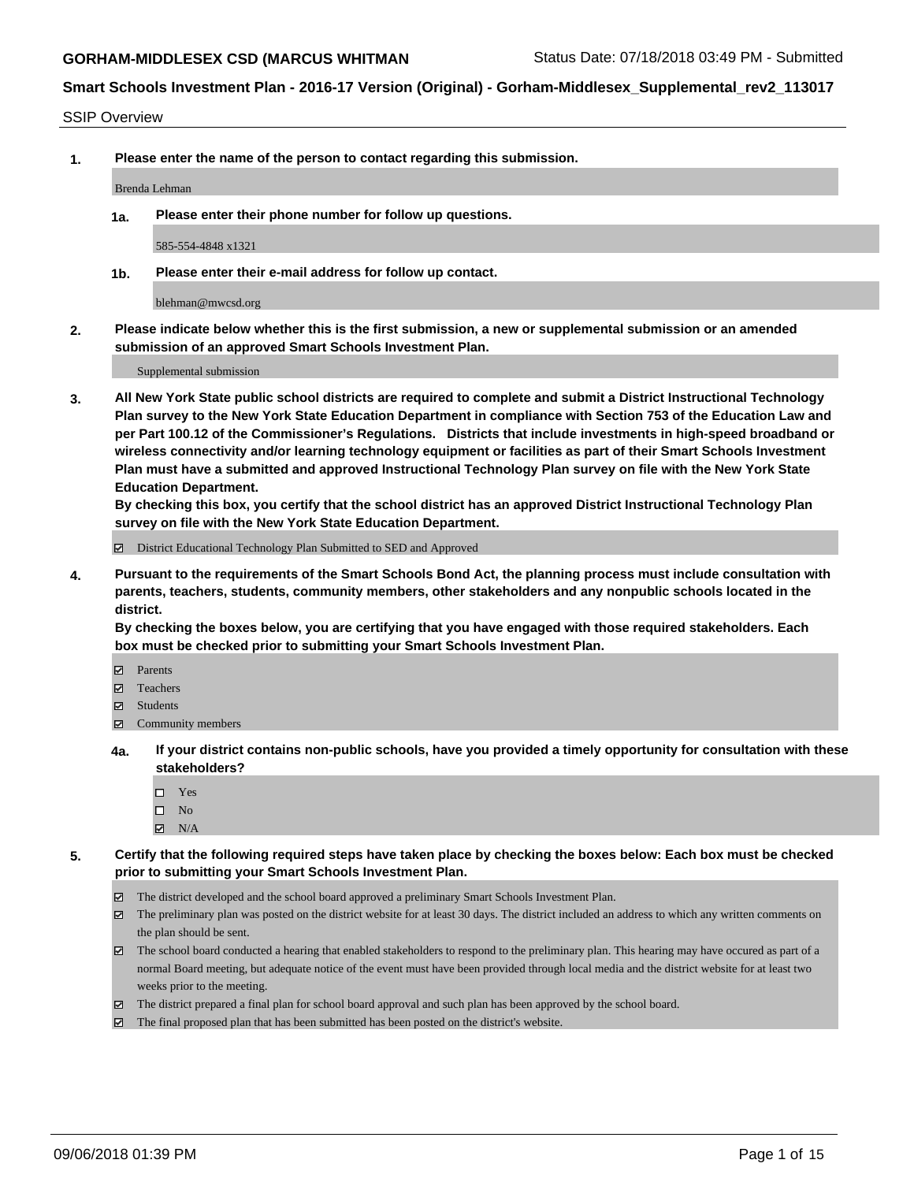## SSIP Overview

**1. Please enter the name of the person to contact regarding this submission.**

Brenda Lehman

**1a. Please enter their phone number for follow up questions.**

585-554-4848 x1321

**1b. Please enter their e-mail address for follow up contact.**

blehman@mwcsd.org

**2. Please indicate below whether this is the first submission, a new or supplemental submission or an amended submission of an approved Smart Schools Investment Plan.**

Supplemental submission

**3. All New York State public school districts are required to complete and submit a District Instructional Technology Plan survey to the New York State Education Department in compliance with Section 753 of the Education Law and per Part 100.12 of the Commissioner's Regulations. Districts that include investments in high-speed broadband or wireless connectivity and/or learning technology equipment or facilities as part of their Smart Schools Investment Plan must have a submitted and approved Instructional Technology Plan survey on file with the New York State Education Department.**

**By checking this box, you certify that the school district has an approved District Instructional Technology Plan survey on file with the New York State Education Department.**

- [x] District Educational Technology Plan Submitted to SED and Approved

**4. Pursuant to the requirements of the Smart Schools Bond Act, the planning process must include consultation with parents, teachers, students, community members, other stakeholders and any nonpublic schools located in the district.**

**By checking the boxes below, you are certifying that you have engaged with those required stakeholders. Each box must be checked prior to submitting your Smart Schools Investment Plan.**

- [x] Parents
- [x] Teachers
- [x] Students
- [x] Community members

**4a. If your district contains non-public schools, have you provided a timely opportunity for consultation with these stakeholders?**

- [ ] Yes
- [ ] No
- [x] N/A

**5. Certify that the following required steps have taken place by checking the boxes below: Each box must be checked prior to submitting your Smart Schools Investment Plan.**

- [x] The district developed and the school board approved a preliminary Smart Schools Investment Plan.
- [x] The preliminary plan was posted on the district website for at least 30 days. The district included an address to which any written comments on the plan should be sent.
- [x] The school board conducted a hearing that enabled stakeholders to respond to the preliminary plan. This hearing may have occured as part of a normal Board meeting, but adequate notice of the event must have been provided through local media and the district website for at least two weeks prior to the meeting.
- [x] The district prepared a final plan for school board approval and such plan has been approved by the school board.
- [x] The final proposed plan that has been submitted has been posted on the district's website.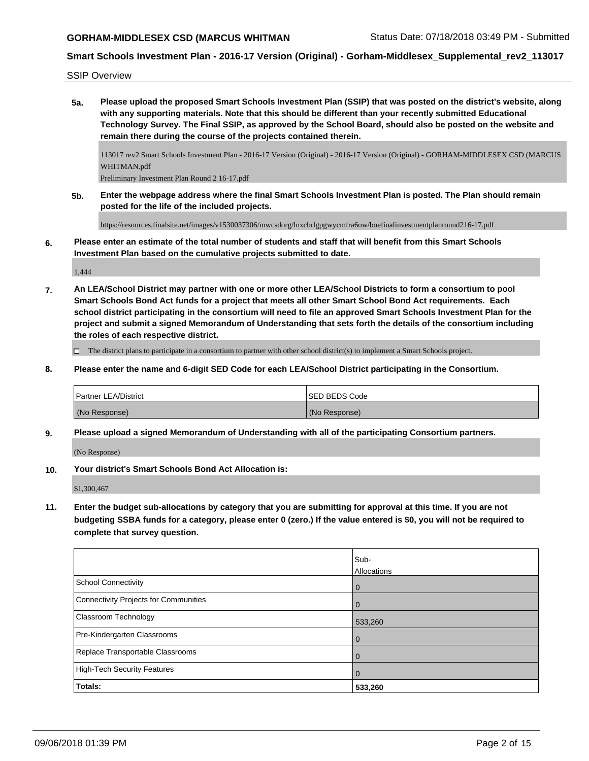SSIP Overview

**5a. Please upload the proposed Smart Schools Investment Plan (SSIP) that was posted on the district's website, along with any supporting materials. Note that this should be different than your recently submitted Educational Technology Survey. The Final SSIP, as approved by the School Board, should also be posted on the website and remain there during the course of the projects contained therein.**

113017 rev2 Smart Schools Investment Plan - 2016-17 Version (Original) - 2016-17 Version (Original) - GORHAM-MIDDLESEX CSD (MARCUS WHITMAN.pdf
Preliminary Investment Plan Round 2 16-17.pdf

**5b. Enter the webpage address where the final Smart Schools Investment Plan is posted. The Plan should remain posted for the life of the included projects.**

https://resources.finalsite.net/images/v1530037306/mwcsdorg/lnxcbrlgpgwycmfra6ow/boefinalinvestmentplanround216-17.pdf

**6. Please enter an estimate of the total number of students and staff that will benefit from this Smart Schools Investment Plan based on the cumulative projects submitted to date.**

1,444

**7. An LEA/School District may partner with one or more other LEA/School Districts to form a consortium to pool Smart Schools Bond Act funds for a project that meets all other Smart School Bond Act requirements. Each school district participating in the consortium will need to file an approved Smart Schools Investment Plan for the project and submit a signed Memorandum of Understanding that sets forth the details of the consortium including the roles of each respective district.**

☐ The district plans to participate in a consortium to partner with other school district(s) to implement a Smart Schools project.

**8. Please enter the name and 6-digit SED Code for each LEA/School District participating in the Consortium.**

| Partner LEA/District | SED BEDS Code |
|---|---|
| (No Response) | (No Response) |

**9. Please upload a signed Memorandum of Understanding with all of the participating Consortium partners.**

(No Response)

**10. Your district's Smart Schools Bond Act Allocation is:**

$1,300,467

**11. Enter the budget sub-allocations by category that you are submitting for approval at this time. If you are not budgeting SSBA funds for a category, please enter 0 (zero.) If the value entered is $0, you will not be required to complete that survey question.**

| | Sub-Allocations |
|---|---|
| School Connectivity | 0 |
| Connectivity Projects for Communities | 0 |
| Classroom Technology | 533,260 |
| Pre-Kindergarten Classrooms | 0 |
| Replace Transportable Classrooms | 0 |
| High-Tech Security Features | 0 |
| **Totals:** | **533,260** |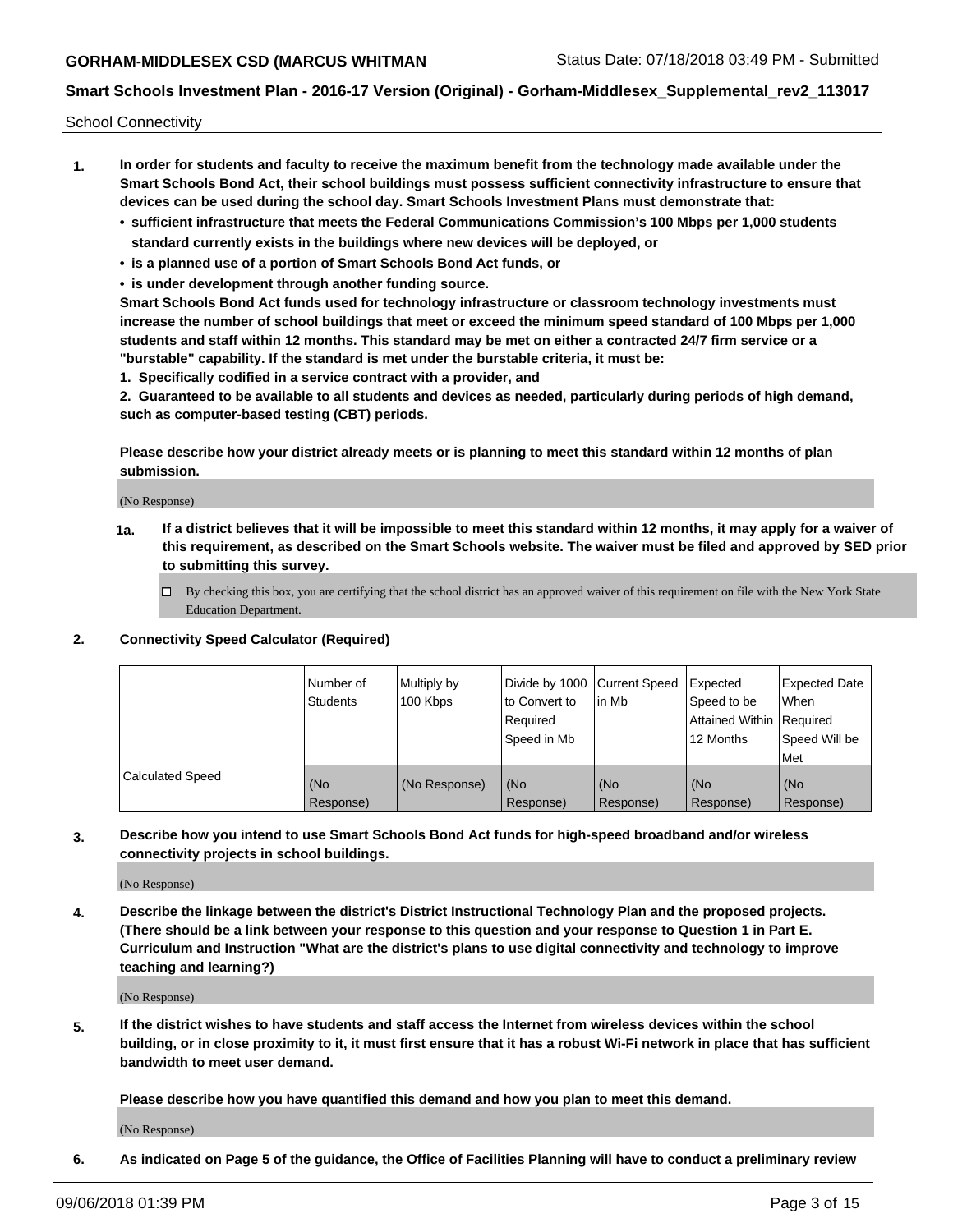School Connectivity

1. **In order for students and faculty to receive the maximum benefit from the technology made available under the Smart Schools Bond Act, their school buildings must possess sufficient connectivity infrastructure to ensure that devices can be used during the school day. Smart Schools Investment Plans must demonstrate that:**
   - **sufficient infrastructure that meets the Federal Communications Commission's 100 Mbps per 1,000 students standard currently exists in the buildings where new devices will be deployed, or**
   - **is a planned use of a portion of Smart Schools Bond Act funds, or**
   - **is under development through another funding source.**

   **Smart Schools Bond Act funds used for technology infrastructure or classroom technology investments must increase the number of school buildings that meet or exceed the minimum speed standard of 100 Mbps per 1,000 students and staff within 12 months. This standard may be met on either a contracted 24/7 firm service or a "burstable" capability. If the standard is met under the burstable criteria, it must be:**

   **1. Specifically codified in a service contract with a provider, and**

   **2. Guaranteed to be available to all students and devices as needed, particularly during periods of high demand, such as computer-based testing (CBT) periods.**

   **Please describe how your district already meets or is planning to meet this standard within 12 months of plan submission.**

   (No Response)

   **1a. If a district believes that it will be impossible to meet this standard within 12 months, it may apply for a waiver of this requirement, as described on the Smart Schools website. The waiver must be filed and approved by SED prior to submitting this survey.**

   ☐ By checking this box, you are certifying that the school district has an approved waiver of this requirement on file with the New York State Education Department.

2. **Connectivity Speed Calculator (Required)**

| | Number of Students | Multiply by 100 Kbps | Divide by 1000 to Convert to Required Speed in Mb | Current Speed in Mb | Expected Speed to be Attained Within 12 Months | Expected Date When Required Speed Will be Met |
|---|---|---|---|---|---|---|
| Calculated Speed | (No Response) | (No Response) | (No Response) | (No Response) | (No Response) | (No Response) |

3. **Describe how you intend to use Smart Schools Bond Act funds for high-speed broadband and/or wireless connectivity projects in school buildings.**

   (No Response)

4. **Describe the linkage between the district's District Instructional Technology Plan and the proposed projects. (There should be a link between your response to this question and your response to Question 1 in Part E. Curriculum and Instruction "What are the district's plans to use digital connectivity and technology to improve teaching and learning?)**

   (No Response)

5. **If the district wishes to have students and staff access the Internet from wireless devices within the school building, or in close proximity to it, it must first ensure that it has a robust Wi-Fi network in place that has sufficient bandwidth to meet user demand.**

   **Please describe how you have quantified this demand and how you plan to meet this demand.**

   (No Response)

6. **As indicated on Page 5 of the guidance, the Office of Facilities Planning will have to conduct a preliminary review**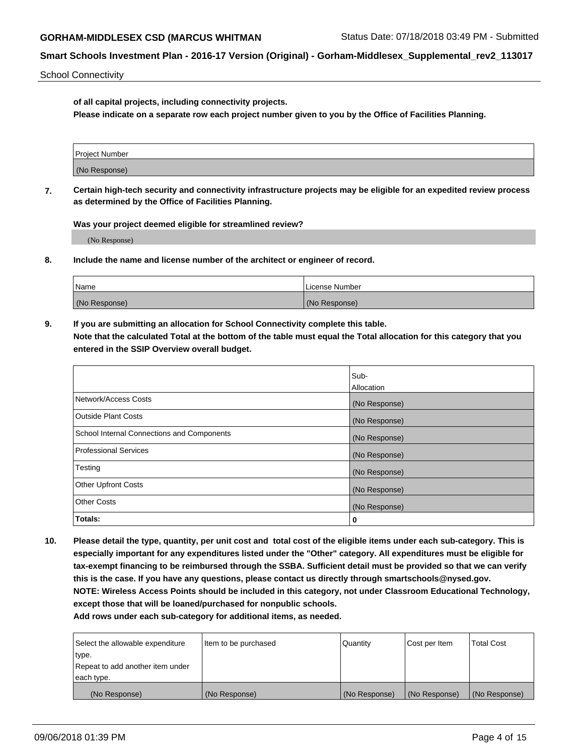School Connectivity

**of all capital projects, including connectivity projects.**
**Please indicate on a separate row each project number given to you by the Office of Facilities Planning.**

| Project Number |
|---|
| (No Response) |

**7. Certain high-tech security and connectivity infrastructure projects may be eligible for an expedited review process as determined by the Office of Facilities Planning.**

**Was your project deemed eligible for streamlined review?**

(No Response)

**8. Include the name and license number of the architect or engineer of record.**

| Name | License Number |
|---|---|
| (No Response) | (No Response) |

**9. If you are submitting an allocation for School Connectivity complete this table.**
**Note that the calculated Total at the bottom of the table must equal the Total allocation for this category that you entered in the SSIP Overview overall budget.**

| | Sub-Allocation |
|---|---|
| Network/Access Costs | (No Response) |
| Outside Plant Costs | (No Response) |
| School Internal Connections and Components | (No Response) |
| Professional Services | (No Response) |
| Testing | (No Response) |
| Other Upfront Costs | (No Response) |
| Other Costs | (No Response) |
| **Totals:** | **0** |

**10. Please detail the type, quantity, per unit cost and total cost of the eligible items under each sub-category. This is especially important for any expenditures listed under the "Other" category. All expenditures must be eligible for tax-exempt financing to be reimbursed through the SSBA. Sufficient detail must be provided so that we can verify this is the case. If you have any questions, please contact us directly through smartschools@nysed.gov.**
**NOTE: Wireless Access Points should be included in this category, not under Classroom Educational Technology, except those that will be loaned/purchased for nonpublic schools.**
**Add rows under each sub-category for additional items, as needed.**

| Select the allowable expenditure type. Repeat to add another item under each type. | Item to be purchased | Quantity | Cost per Item | Total Cost |
|---|---|---|---|---|
| (No Response) | (No Response) | (No Response) | (No Response) | (No Response) |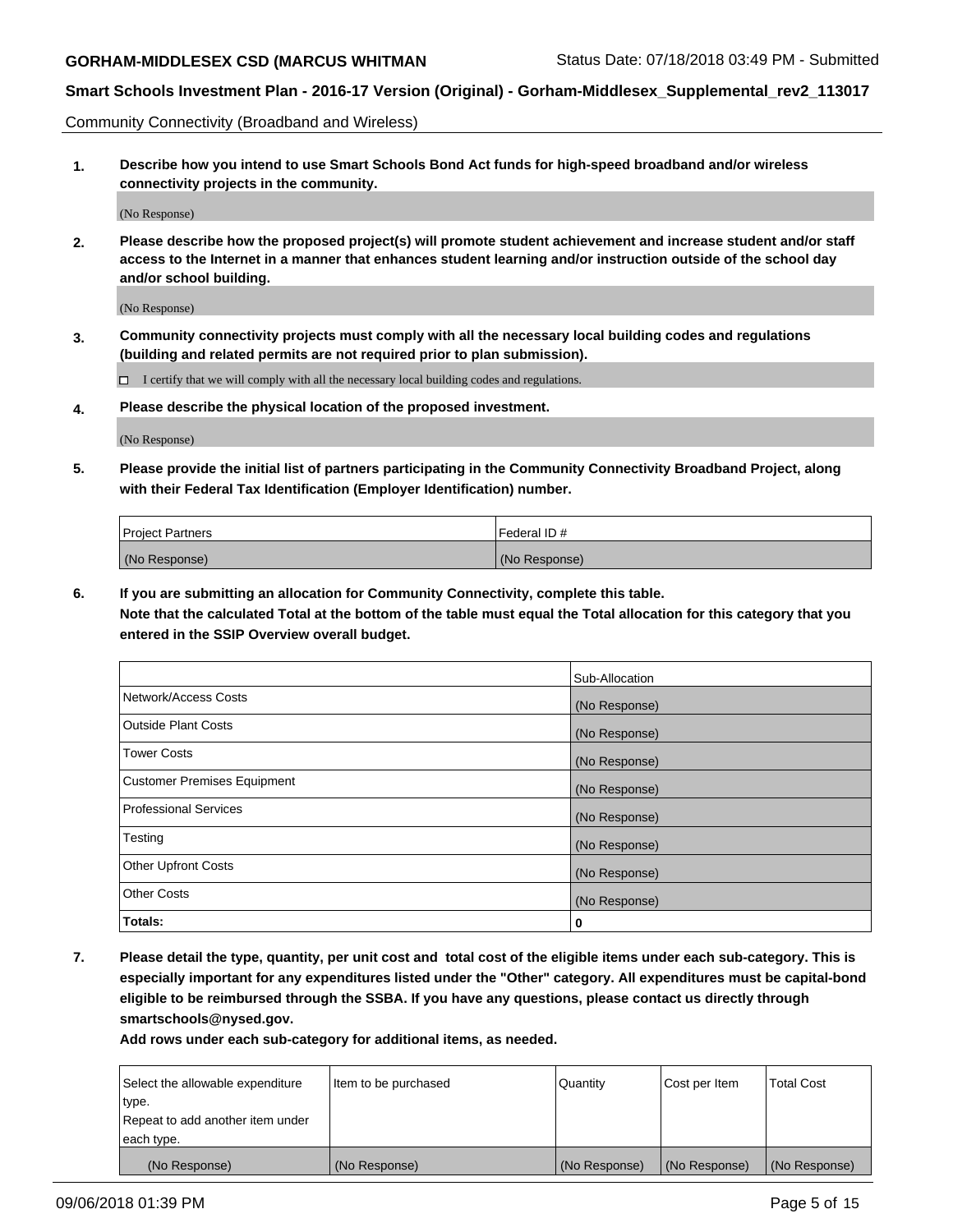Community Connectivity (Broadband and Wireless)

**1. Describe how you intend to use Smart Schools Bond Act funds for high-speed broadband and/or wireless connectivity projects in the community.**

(No Response)

**2. Please describe how the proposed project(s) will promote student achievement and increase student and/or staff access to the Internet in a manner that enhances student learning and/or instruction outside of the school day and/or school building.**

(No Response)

**3. Community connectivity projects must comply with all the necessary local building codes and regulations (building and related permits are not required prior to plan submission).**

☐ I certify that we will comply with all the necessary local building codes and regulations.

**4. Please describe the physical location of the proposed investment.**

(No Response)

**5. Please provide the initial list of partners participating in the Community Connectivity Broadband Project, along with their Federal Tax Identification (Employer Identification) number.**

| Project Partners | Federal ID # |
|---|---|
| (No Response) | (No Response) |

**6. If you are submitting an allocation for Community Connectivity, complete this table.**
**Note that the calculated Total at the bottom of the table must equal the Total allocation for this category that you entered in the SSIP Overview overall budget.**

| | Sub-Allocation |
|---|---|
| Network/Access Costs | (No Response) |
| Outside Plant Costs | (No Response) |
| Tower Costs | (No Response) |
| Customer Premises Equipment | (No Response) |
| Professional Services | (No Response) |
| Testing | (No Response) |
| Other Upfront Costs | (No Response) |
| Other Costs | (No Response) |
| **Totals:** | **0** |

**7. Please detail the type, quantity, per unit cost and total cost of the eligible items under each sub-category. This is especially important for any expenditures listed under the "Other" category. All expenditures must be capital-bond eligible to be reimbursed through the SSBA. If you have any questions, please contact us directly through smartschools@nysed.gov.**

**Add rows under each sub-category for additional items, as needed.**

| Select the allowable expenditure type. Repeat to add another item under each type. | Item to be purchased | Quantity | Cost per Item | Total Cost |
|---|---|---|---|---|
| (No Response) | (No Response) | (No Response) | (No Response) | (No Response) |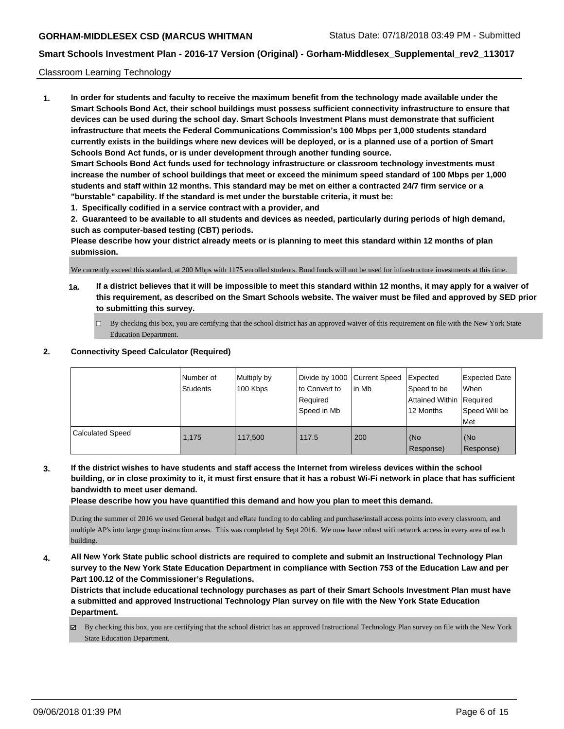Classroom Learning Technology

**1. In order for students and faculty to receive the maximum benefit from the technology made available under the Smart Schools Bond Act, their school buildings must possess sufficient connectivity infrastructure to ensure that devices can be used during the school day. Smart Schools Investment Plans must demonstrate that sufficient infrastructure that meets the Federal Communications Commission's 100 Mbps per 1,000 students standard currently exists in the buildings where new devices will be deployed, or is a planned use of a portion of Smart Schools Bond Act funds, or is under development through another funding source.**

**Smart Schools Bond Act funds used for technology infrastructure or classroom technology investments must increase the number of school buildings that meet or exceed the minimum speed standard of 100 Mbps per 1,000 students and staff within 12 months. This standard may be met on either a contracted 24/7 firm service or a "burstable" capability. If the standard is met under the burstable criteria, it must be:**

**1. Specifically codified in a service contract with a provider, and**

**2. Guaranteed to be available to all students and devices as needed, particularly during periods of high demand, such as computer-based testing (CBT) periods.**

**Please describe how your district already meets or is planning to meet this standard within 12 months of plan submission.**

We currently exceed this standard, at 200 Mbps with 1175 enrolled students. Bond funds will not be used for infrastructure investments at this time.

**1a. If a district believes that it will be impossible to meet this standard within 12 months, it may apply for a waiver of this requirement, as described on the Smart Schools website. The waiver must be filed and approved by SED prior to submitting this survey.**

☐ By checking this box, you are certifying that the school district has an approved waiver of this requirement on file with the New York State Education Department.

**2. Connectivity Speed Calculator (Required)**

| | Number of Students | Multiply by 100 Kbps | Divide by 1000 to Convert to Required Speed in Mb | Current Speed in Mb | Expected Speed to be Attained Within 12 Months | Expected Date When Required Speed Will be Met |
|---|---|---|---|---|---|---|
| Calculated Speed | 1,175 | 117,500 | 117.5 | 200 | (No Response) | (No Response) |

**3. If the district wishes to have students and staff access the Internet from wireless devices within the school building, or in close proximity to it, it must first ensure that it has a robust Wi-Fi network in place that has sufficient bandwidth to meet user demand.**

**Please describe how you have quantified this demand and how you plan to meet this demand.**

During the summer of 2016 we used General budget and eRate funding to do cabling and purchase/install access points into every classroom, and multiple AP's into large group instruction areas. This was completed by Sept 2016. We now have robust wifi network access in every area of each building.

**4. All New York State public school districts are required to complete and submit an Instructional Technology Plan survey to the New York State Education Department in compliance with Section 753 of the Education Law and per Part 100.12 of the Commissioner's Regulations.**

**Districts that include educational technology purchases as part of their Smart Schools Investment Plan must have a submitted and approved Instructional Technology Plan survey on file with the New York State Education Department.**

☑ By checking this box, you are certifying that the school district has an approved Instructional Technology Plan survey on file with the New York State Education Department.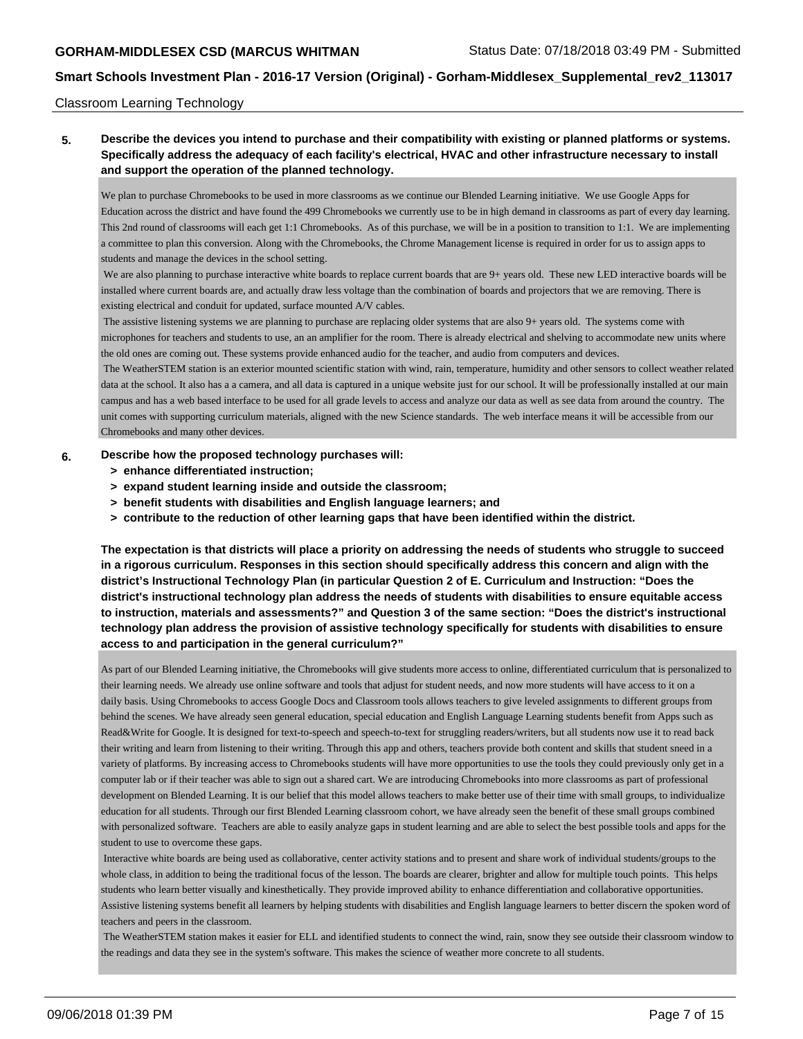Classroom Learning Technology

**5. Describe the devices you intend to purchase and their compatibility with existing or planned platforms or systems. Specifically address the adequacy of each facility's electrical, HVAC and other infrastructure necessary to install and support the operation of the planned technology.**

We plan to purchase Chromebooks to be used in more classrooms as we continue our Blended Learning initiative. We use Google Apps for Education across the district and have found the 499 Chromebooks we currently use to be in high demand in classrooms as part of every day learning. This 2nd round of classrooms will each get 1:1 Chromebooks. As of this purchase, we will be in a position to transition to 1:1. We are implementing a committee to plan this conversion. Along with the Chromebooks, the Chrome Management license is required in order for us to assign apps to students and manage the devices in the school setting.

We are also planning to purchase interactive white boards to replace current boards that are 9+ years old. These new LED interactive boards will be installed where current boards are, and actually draw less voltage than the combination of boards and projectors that we are removing. There is existing electrical and conduit for updated, surface mounted A/V cables.

The assistive listening systems we are planning to purchase are replacing older systems that are also 9+ years old. The systems come with microphones for teachers and students to use, an an amplifier for the room. There is already electrical and shelving to accommodate new units where the old ones are coming out. These systems provide enhanced audio for the teacher, and audio from computers and devices.

The WeatherSTEM station is an exterior mounted scientific station with wind, rain, temperature, humidity and other sensors to collect weather related data at the school. It also has a a camera, and all data is captured in a unique website just for our school. It will be professionally installed at our main campus and has a web based interface to be used for all grade levels to access and analyze our data as well as see data from around the country. The unit comes with supporting curriculum materials, aligned with the new Science standards. The web interface means it will be accessible from our Chromebooks and many other devices.

**6. Describe how the proposed technology purchases will:**
- **> enhance differentiated instruction;**
- **> expand student learning inside and outside the classroom;**
- **> benefit students with disabilities and English language learners; and**
- **> contribute to the reduction of other learning gaps that have been identified within the district.**

**The expectation is that districts will place a priority on addressing the needs of students who struggle to succeed in a rigorous curriculum. Responses in this section should specifically address this concern and align with the district's Instructional Technology Plan (in particular Question 2 of E. Curriculum and Instruction: "Does the district's instructional technology plan address the needs of students with disabilities to ensure equitable access to instruction, materials and assessments?" and Question 3 of the same section: "Does the district's instructional technology plan address the provision of assistive technology specifically for students with disabilities to ensure access to and participation in the general curriculum?"**

As part of our Blended Learning initiative, the Chromebooks will give students more access to online, differentiated curriculum that is personalized to their learning needs. We already use online software and tools that adjust for student needs, and now more students will have access to it on a daily basis. Using Chromebooks to access Google Docs and Classroom tools allows teachers to give leveled assignments to different groups from behind the scenes. We have already seen general education, special education and English Language Learning students benefit from Apps such as Read&Write for Google. It is designed for text-to-speech and speech-to-text for struggling readers/writers, but all students now use it to read back their writing and learn from listening to their writing. Through this app and others, teachers provide both content and skills that student sneed in a variety of platforms. By increasing access to Chromebooks students will have more opportunities to use the tools they could previously only get in a computer lab or if their teacher was able to sign out a shared cart. We are introducing Chromebooks into more classrooms as part of professional development on Blended Learning. It is our belief that this model allows teachers to make better use of their time with small groups, to individualize education for all students. Through our first Blended Learning classroom cohort, we have already seen the benefit of these small groups combined with personalized software. Teachers are able to easily analyze gaps in student learning and are able to select the best possible tools and apps for the student to use to overcome these gaps.

Interactive white boards are being used as collaborative, center activity stations and to present and share work of individual students/groups to the whole class, in addition to being the traditional focus of the lesson. The boards are clearer, brighter and allow for multiple touch points. This helps students who learn better visually and kinesthetically. They provide improved ability to enhance differentiation and collaborative opportunities. Assistive listening systems benefit all learners by helping students with disabilities and English language learners to better discern the spoken word of teachers and peers in the classroom.

The WeatherSTEM station makes it easier for ELL and identified students to connect the wind, rain, snow they see outside their classroom window to the readings and data they see in the system's software. This makes the science of weather more concrete to all students.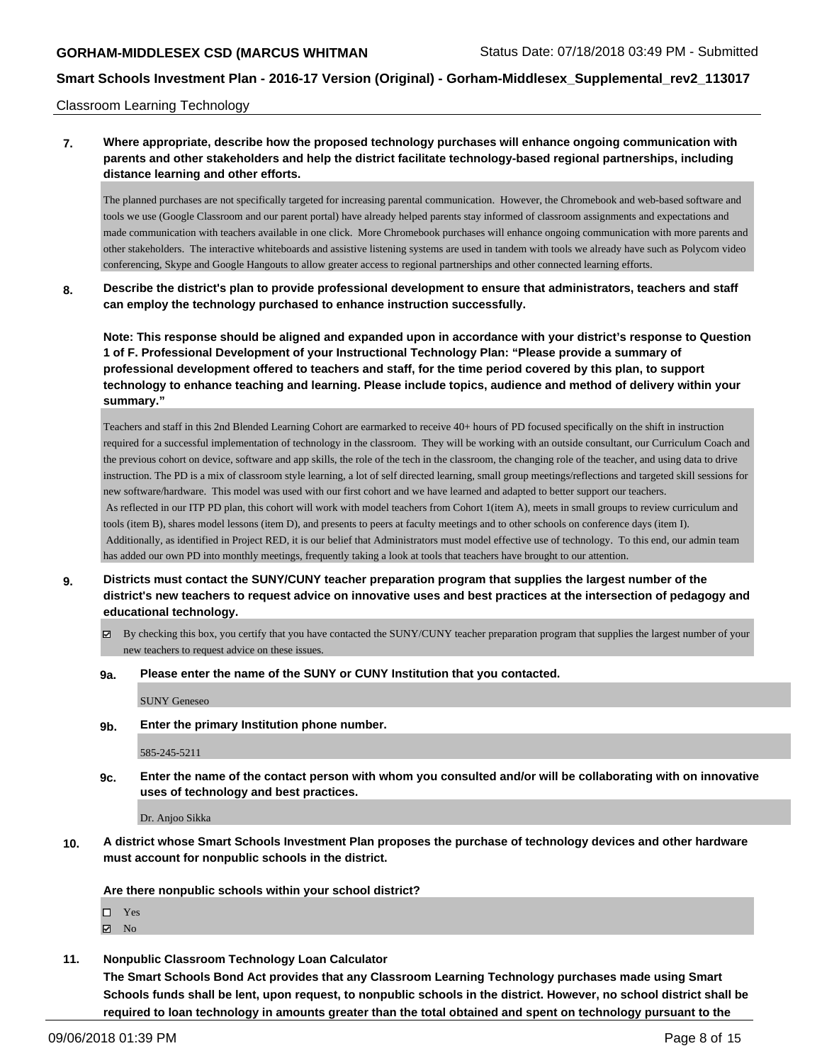Classroom Learning Technology

**7. Where appropriate, describe how the proposed technology purchases will enhance ongoing communication with parents and other stakeholders and help the district facilitate technology-based regional partnerships, including distance learning and other efforts.**

The planned purchases are not specifically targeted for increasing parental communication. However, the Chromebook and web-based software and tools we use (Google Classroom and our parent portal) have already helped parents stay informed of classroom assignments and expectations and made communication with teachers available in one click. More Chromebook purchases will enhance ongoing communication with more parents and other stakeholders. The interactive whiteboards and assistive listening systems are used in tandem with tools we already have such as Polycom video conferencing, Skype and Google Hangouts to allow greater access to regional partnerships and other connected learning efforts.

**8. Describe the district's plan to provide professional development to ensure that administrators, teachers and staff can employ the technology purchased to enhance instruction successfully.**

**Note: This response should be aligned and expanded upon in accordance with your district's response to Question 1 of F. Professional Development of your Instructional Technology Plan: "Please provide a summary of professional development offered to teachers and staff, for the time period covered by this plan, to support technology to enhance teaching and learning. Please include topics, audience and method of delivery within your summary."**

Teachers and staff in this 2nd Blended Learning Cohort are earmarked to receive 40+ hours of PD focused specifically on the shift in instruction required for a successful implementation of technology in the classroom. They will be working with an outside consultant, our Curriculum Coach and the previous cohort on device, software and app skills, the role of the tech in the classroom, the changing role of the teacher, and using data to drive instruction. The PD is a mix of classroom style learning, a lot of self directed learning, small group meetings/reflections and targeted skill sessions for new software/hardware. This model was used with our first cohort and we have learned and adapted to better support our teachers.
As reflected in our ITP PD plan, this cohort will work with model teachers from Cohort 1(item A), meets in small groups to review curriculum and tools (item B), shares model lessons (item D), and presents to peers at faculty meetings and to other schools on conference days (item I).
Additionally, as identified in Project RED, it is our belief that Administrators must model effective use of technology. To this end, our admin team has added our own PD into monthly meetings, frequently taking a look at tools that teachers have brought to our attention.

**9. Districts must contact the SUNY/CUNY teacher preparation program that supplies the largest number of the district's new teachers to request advice on innovative uses and best practices at the intersection of pedagogy and educational technology.**

☑ By checking this box, you certify that you have contacted the SUNY/CUNY teacher preparation program that supplies the largest number of your new teachers to request advice on these issues.

**9a. Please enter the name of the SUNY or CUNY Institution that you contacted.**

SUNY Geneseo

**9b. Enter the primary Institution phone number.**

585-245-5211

**9c. Enter the name of the contact person with whom you consulted and/or will be collaborating with on innovative uses of technology and best practices.**

Dr. Anjoo Sikka

**10. A district whose Smart Schools Investment Plan proposes the purchase of technology devices and other hardware must account for nonpublic schools in the district.**

**Are there nonpublic schools within your school district?**

☐ Yes
☑ No

**11. Nonpublic Classroom Technology Loan Calculator**
**The Smart Schools Bond Act provides that any Classroom Learning Technology purchases made using Smart Schools funds shall be lent, upon request, to nonpublic schools in the district. However, no school district shall be required to loan technology in amounts greater than the total obtained and spent on technology pursuant to the**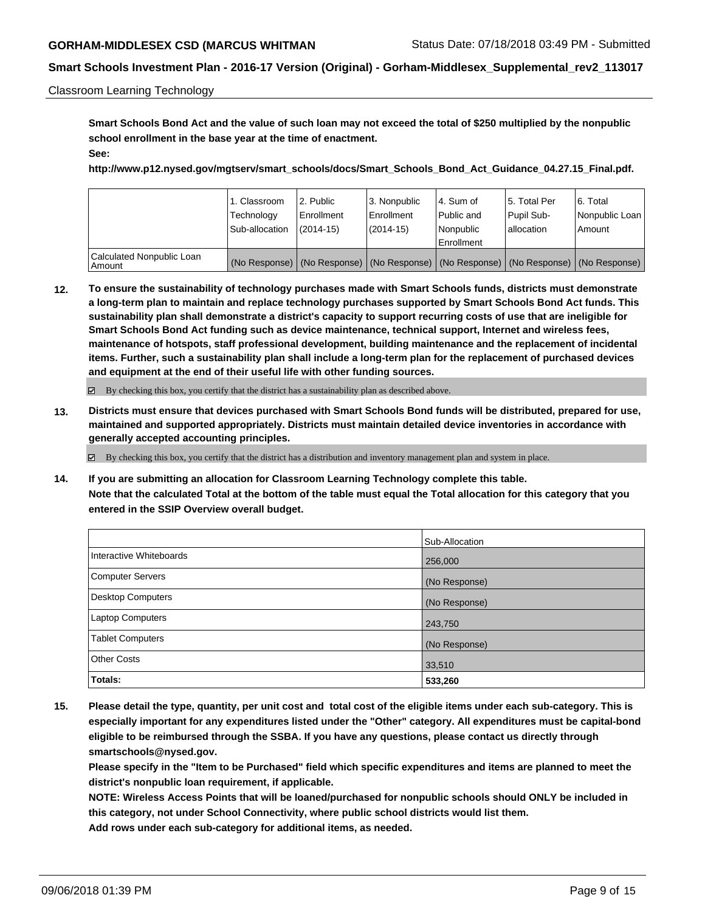Classroom Learning Technology

**Smart Schools Bond Act and the value of such loan may not exceed the total of $250 multiplied by the nonpublic school enrollment in the base year at the time of enactment.**

**See:**

**http://www.p12.nysed.gov/mgtserv/smart_schools/docs/Smart_Schools_Bond_Act_Guidance_04.27.15_Final.pdf.**

| | 1. Classroom Technology Sub-allocation | 2. Public Enrollment (2014-15) | 3. Nonpublic Enrollment (2014-15) | 4. Sum of Public and Nonpublic Enrollment | 5. Total Per Pupil Sub-allocation | 6. Total Nonpublic Loan Amount |
|---|---|---|---|---|---|---|
| Calculated Nonpublic Loan Amount | (No Response) | (No Response) | (No Response) | (No Response) | (No Response) | (No Response) |

**12. To ensure the sustainability of technology purchases made with Smart Schools funds, districts must demonstrate a long-term plan to maintain and replace technology purchases supported by Smart Schools Bond Act funds. This sustainability plan shall demonstrate a district's capacity to support recurring costs of use that are ineligible for Smart Schools Bond Act funding such as device maintenance, technical support, Internet and wireless fees, maintenance of hotspots, staff professional development, building maintenance and the replacement of incidental items. Further, such a sustainability plan shall include a long-term plan for the replacement of purchased devices and equipment at the end of their useful life with other funding sources.**

☑ By checking this box, you certify that the district has a sustainability plan as described above.

**13. Districts must ensure that devices purchased with Smart Schools Bond funds will be distributed, prepared for use, maintained and supported appropriately. Districts must maintain detailed device inventories in accordance with generally accepted accounting principles.**

☑ By checking this box, you certify that the district has a distribution and inventory management plan and system in place.

**14. If you are submitting an allocation for Classroom Learning Technology complete this table.**
**Note that the calculated Total at the bottom of the table must equal the Total allocation for this category that you entered in the SSIP Overview overall budget.**

| | Sub-Allocation |
|---|---|
| Interactive Whiteboards | 256,000 |
| Computer Servers | (No Response) |
| Desktop Computers | (No Response) |
| Laptop Computers | 243,750 |
| Tablet Computers | (No Response) |
| Other Costs | 33,510 |
| **Totals:** | **533,260** |

**15. Please detail the type, quantity, per unit cost and total cost of the eligible items under each sub-category. This is especially important for any expenditures listed under the "Other" category. All expenditures must be capital-bond eligible to be reimbursed through the SSBA. If you have any questions, please contact us directly through smartschools@nysed.gov.**
**Please specify in the "Item to be Purchased" field which specific expenditures and items are planned to meet the district's nonpublic loan requirement, if applicable.**
**NOTE: Wireless Access Points that will be loaned/purchased for nonpublic schools should ONLY be included in this category, not under School Connectivity, where public school districts would list them.**
**Add rows under each sub-category for additional items, as needed.**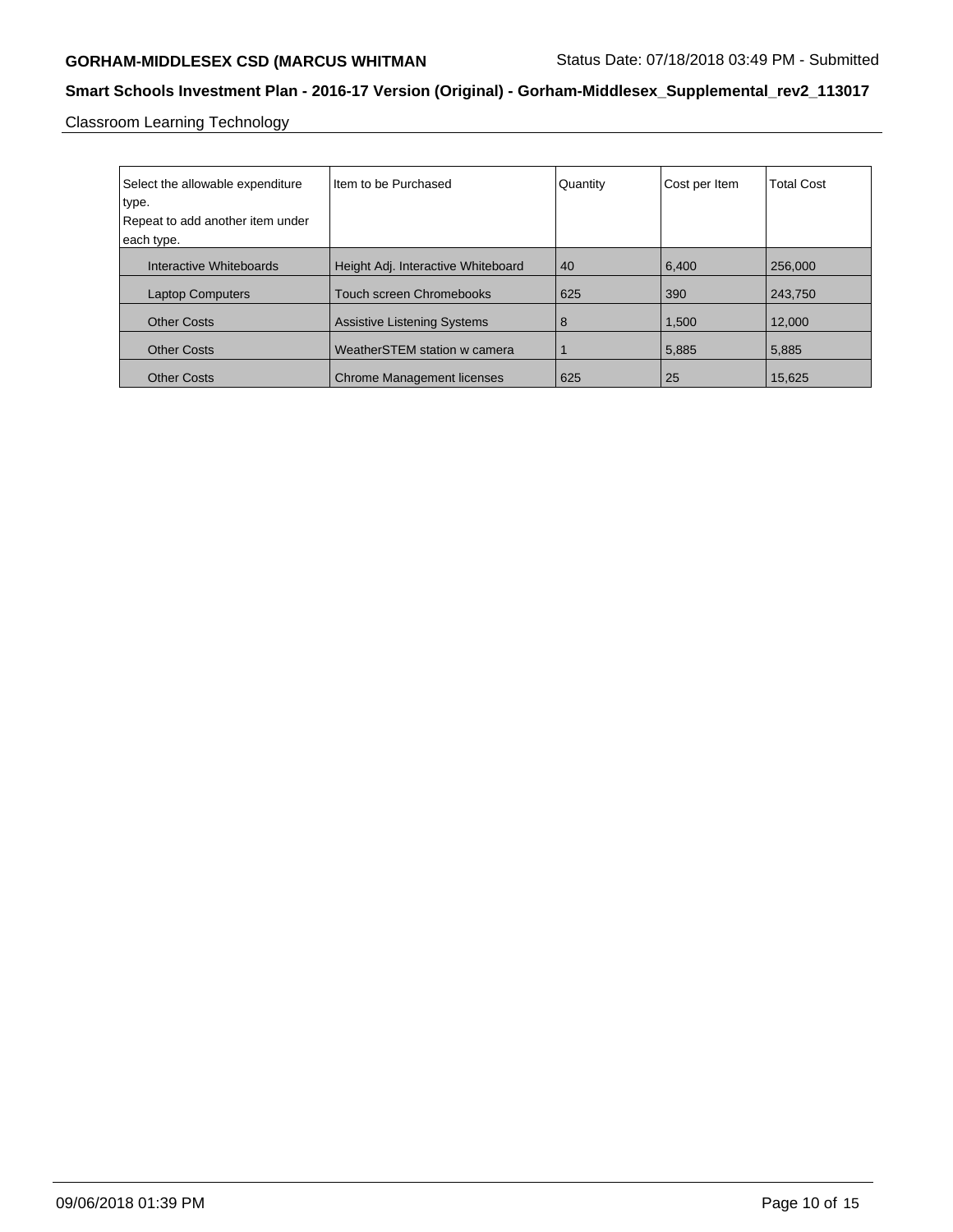Classroom Learning Technology

| Select the allowable expenditure type. Repeat to add another item under each type. | Item to be Purchased | Quantity | Cost per Item | Total Cost |
|---|---|---|---|---|
| Interactive Whiteboards | Height Adj. Interactive Whiteboard | 40 | 6,400 | 256,000 |
| Laptop Computers | Touch screen Chromebooks | 625 | 390 | 243,750 |
| Other Costs | Assistive Listening Systems | 8 | 1,500 | 12,000 |
| Other Costs | WeatherSTEM station w camera | 1 | 5,885 | 5,885 |
| Other Costs | Chrome Management licenses | 625 | 25 | 15,625 |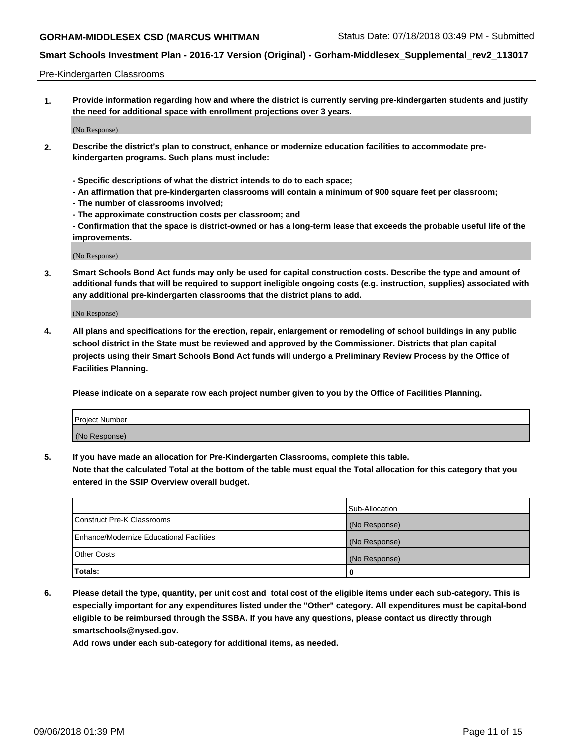Pre-Kindergarten Classrooms

1. **Provide information regarding how and where the district is currently serving pre-kindergarten students and justify the need for additional space with enrollment projections over 3 years.**

   (No Response)

2. **Describe the district's plan to construct, enhance or modernize education facilities to accommodate pre-kindergarten programs. Such plans must include:**

   **- Specific descriptions of what the district intends to do to each space;**
   **- An affirmation that pre-kindergarten classrooms will contain a minimum of 900 square feet per classroom;**
   **- The number of classrooms involved;**
   **- The approximate construction costs per classroom; and**
   **- Confirmation that the space is district-owned or has a long-term lease that exceeds the probable useful life of the improvements.**

   (No Response)

3. **Smart Schools Bond Act funds may only be used for capital construction costs. Describe the type and amount of additional funds that will be required to support ineligible ongoing costs (e.g. instruction, supplies) associated with any additional pre-kindergarten classrooms that the district plans to add.**

   (No Response)

4. **All plans and specifications for the erection, repair, enlargement or remodeling of school buildings in any public school district in the State must be reviewed and approved by the Commissioner. Districts that plan capital projects using their Smart Schools Bond Act funds will undergo a Preliminary Review Process by the Office of Facilities Planning.**

   **Please indicate on a separate row each project number given to you by the Office of Facilities Planning.**

| Project Number |
|---|
| (No Response) |

5. **If you have made an allocation for Pre-Kindergarten Classrooms, complete this table.**
   **Note that the calculated Total at the bottom of the table must equal the Total allocation for this category that you entered in the SSIP Overview overall budget.**

| | Sub-Allocation |
|---|---|
| Construct Pre-K Classrooms | (No Response) |
| Enhance/Modernize Educational Facilities | (No Response) |
| Other Costs | (No Response) |
| **Totals:** | **0** |

6. **Please detail the type, quantity, per unit cost and total cost of the eligible items under each sub-category. This is especially important for any expenditures listed under the "Other" category. All expenditures must be capital-bond eligible to be reimbursed through the SSBA. If you have any questions, please contact us directly through smartschools@nysed.gov.**
   **Add rows under each sub-category for additional items, as needed.**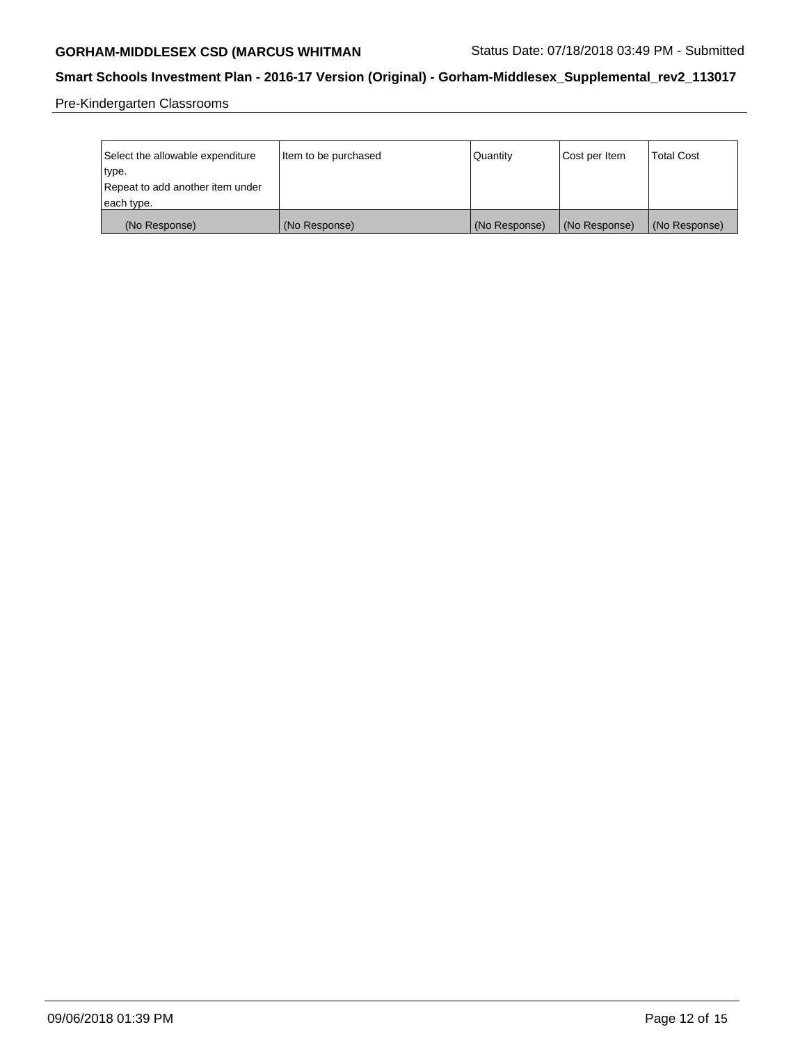Pre-Kindergarten Classrooms

| Select the allowable expenditure type.<br>Repeat to add another item under each type. | Item to be purchased | Quantity | Cost per Item | Total Cost |
|---|---|---|---|---|
| (No Response) | (No Response) | (No Response) | (No Response) | (No Response) |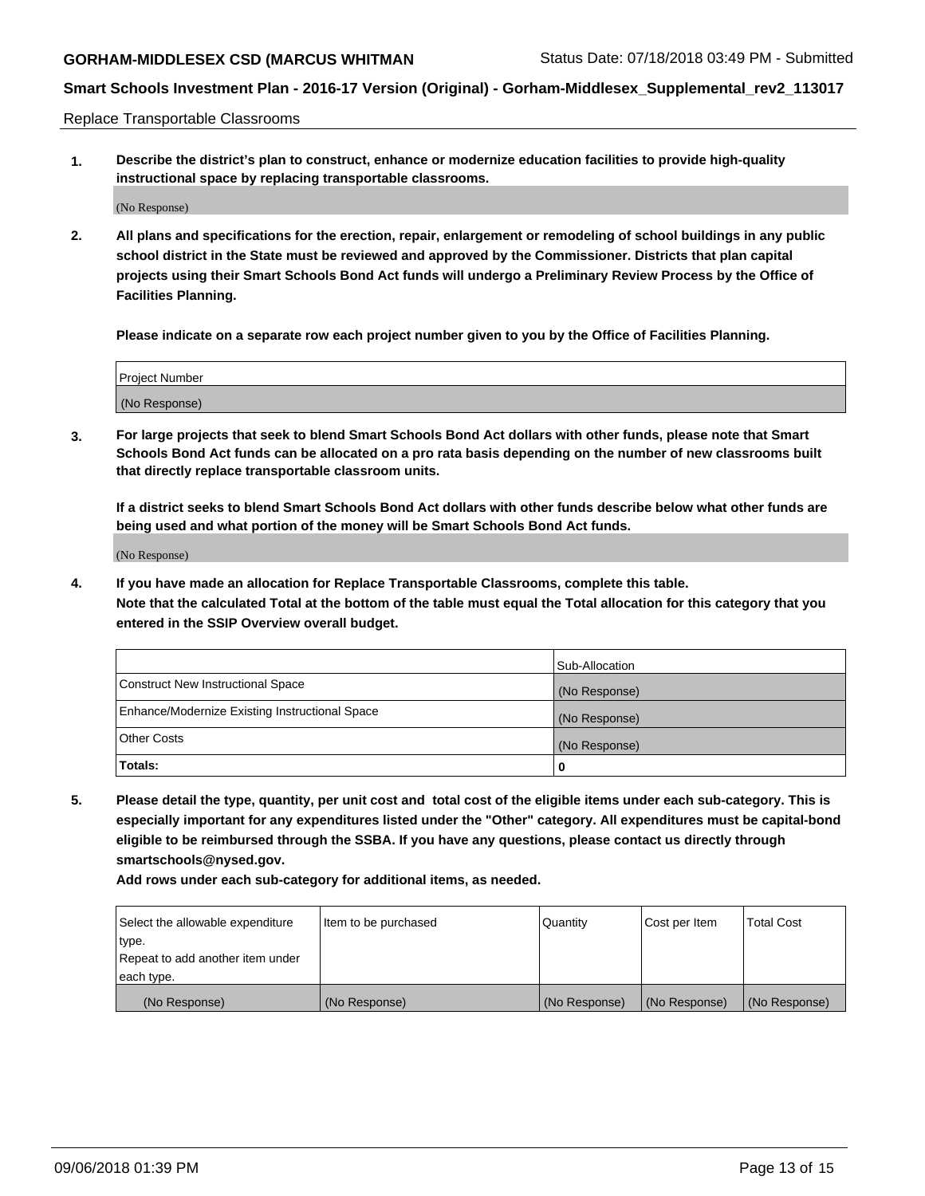Replace Transportable Classrooms

**1. Describe the district's plan to construct, enhance or modernize education facilities to provide high-quality instructional space by replacing transportable classrooms.**

(No Response)

**2. All plans and specifications for the erection, repair, enlargement or remodeling of school buildings in any public school district in the State must be reviewed and approved by the Commissioner. Districts that plan capital projects using their Smart Schools Bond Act funds will undergo a Preliminary Review Process by the Office of Facilities Planning.**

**Please indicate on a separate row each project number given to you by the Office of Facilities Planning.**

| Project Number |
| --- |
| (No Response) |

**3. For large projects that seek to blend Smart Schools Bond Act dollars with other funds, please note that Smart Schools Bond Act funds can be allocated on a pro rata basis depending on the number of new classrooms built that directly replace transportable classroom units.**

**If a district seeks to blend Smart Schools Bond Act dollars with other funds describe below what other funds are being used and what portion of the money will be Smart Schools Bond Act funds.**

(No Response)

**4. If you have made an allocation for Replace Transportable Classrooms, complete this table. Note that the calculated Total at the bottom of the table must equal the Total allocation for this category that you entered in the SSIP Overview overall budget.**

| | Sub-Allocation |
| --- | --- |
| Construct New Instructional Space | (No Response) |
| Enhance/Modernize Existing Instructional Space | (No Response) |
| Other Costs | (No Response) |
| **Totals:** | **0** |

**5. Please detail the type, quantity, per unit cost and total cost of the eligible items under each sub-category. This is especially important for any expenditures listed under the "Other" category. All expenditures must be capital-bond eligible to be reimbursed through the SSBA. If you have any questions, please contact us directly through smartschools@nysed.gov.**

**Add rows under each sub-category for additional items, as needed.**

| Select the allowable expenditure type. Repeat to add another item under each type. | Item to be purchased | Quantity | Cost per Item | Total Cost |
| --- | --- | --- | --- | --- |
| (No Response) | (No Response) | (No Response) | (No Response) | (No Response) |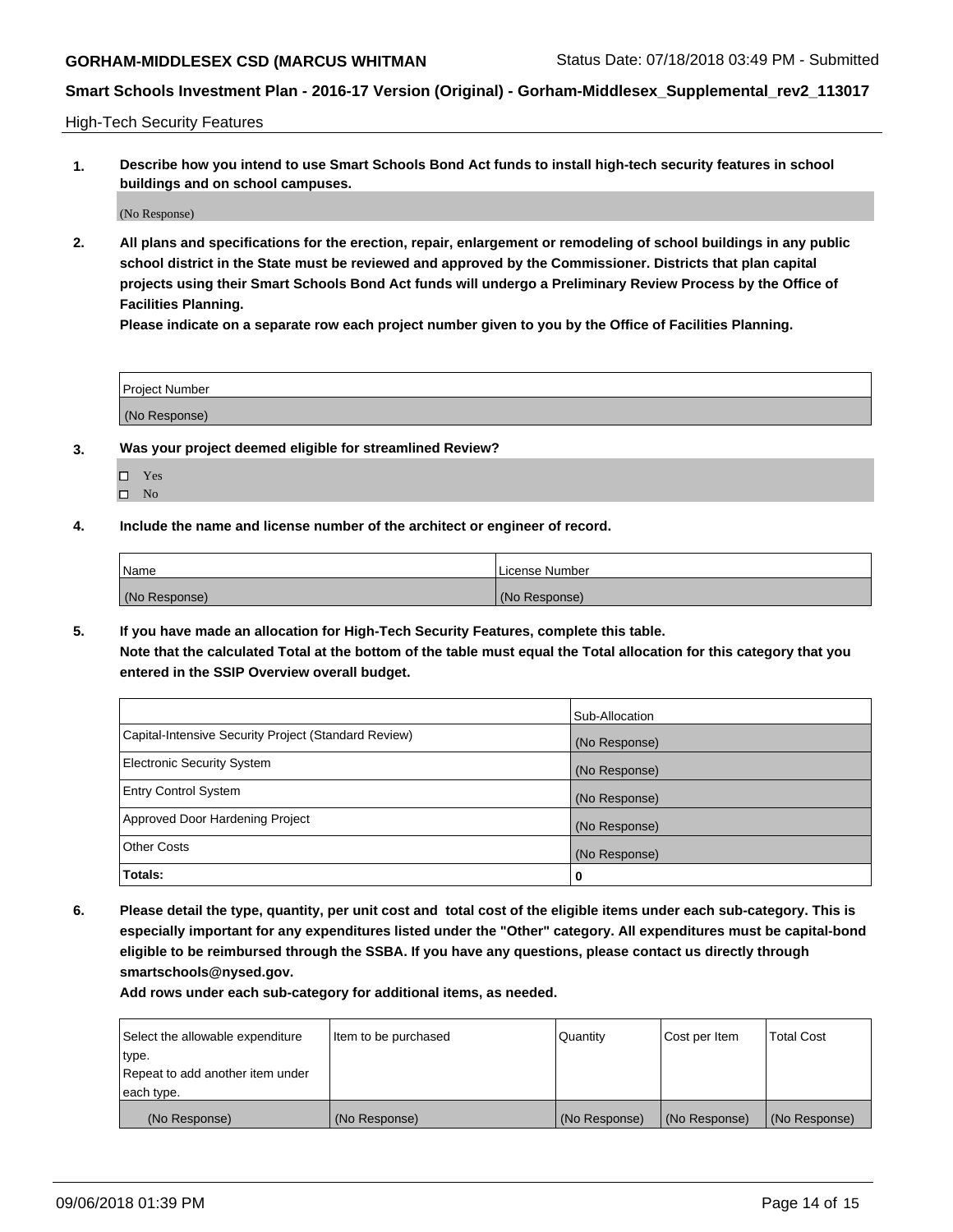High-Tech Security Features

**1. Describe how you intend to use Smart Schools Bond Act funds to install high-tech security features in school buildings and on school campuses.**

(No Response)

**2. All plans and specifications for the erection, repair, enlargement or remodeling of school buildings in any public school district in the State must be reviewed and approved by the Commissioner. Districts that plan capital projects using their Smart Schools Bond Act funds will undergo a Preliminary Review Process by the Office of Facilities Planning.**

**Please indicate on a separate row each project number given to you by the Office of Facilities Planning.**

| Project Number |
|---|
| (No Response) |

**3. Was your project deemed eligible for streamlined Review?**

- ☐ Yes
- ☐ No

**4. Include the name and license number of the architect or engineer of record.**

| Name | License Number |
|---|---|
| (No Response) | (No Response) |

**5. If you have made an allocation for High-Tech Security Features, complete this table.**
**Note that the calculated Total at the bottom of the table must equal the Total allocation for this category that you entered in the SSIP Overview overall budget.**

| | Sub-Allocation |
|---|---|
| Capital-Intensive Security Project (Standard Review) | (No Response) |
| Electronic Security System | (No Response) |
| Entry Control System | (No Response) |
| Approved Door Hardening Project | (No Response) |
| Other Costs | (No Response) |
| **Totals:** | **0** |

**6. Please detail the type, quantity, per unit cost and total cost of the eligible items under each sub-category. This is especially important for any expenditures listed under the "Other" category. All expenditures must be capital-bond eligible to be reimbursed through the SSBA. If you have any questions, please contact us directly through smartschools@nysed.gov.**

**Add rows under each sub-category for additional items, as needed.**

| Select the allowable expenditure type. Repeat to add another item under each type. | Item to be purchased | Quantity | Cost per Item | Total Cost |
|---|---|---|---|---|
| (No Response) | (No Response) | (No Response) | (No Response) | (No Response) |